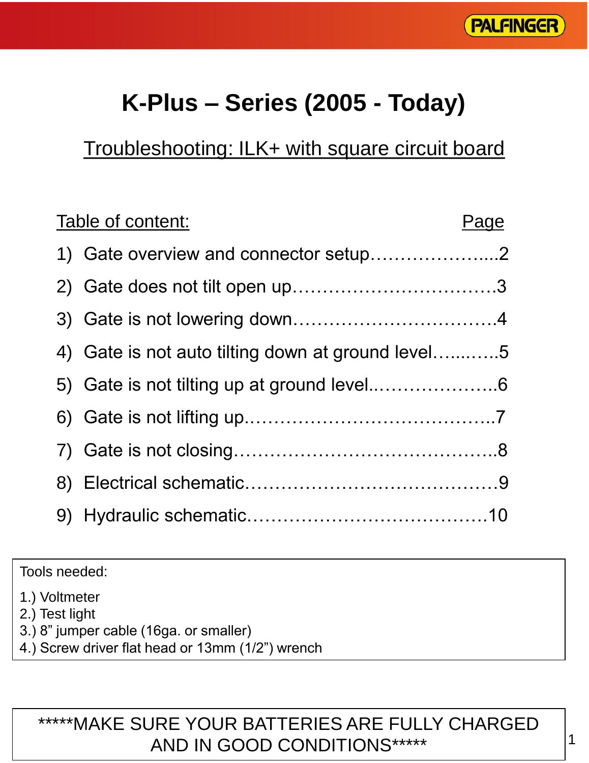# K-Plus – Series (2005 - Today)

## Troubleshooting: ILK+ with square circuit board

| Table of content: | Page |
| --- | --- |
| 1) Gate overview and connector setup | 2 |
| 2) Gate does not tilt open up | 3 |
| 3) Gate is not lowering down | 4 |
| 4) Gate is not auto tilting down at ground level | 5 |
| 5) Gate is not tilting up at ground level | 6 |
| 6) Gate is not lifting up | 7 |
| 7) Gate is not closing | 8 |
| 8) Electrical schematic | 9 |
| 9) Hydraulic schematic | 10 |

Tools needed:

1.) Voltmeter
2.) Test light
3.) 8” jumper cable (16ga. or smaller)
4.) Screw driver flat head or 13mm (1/2”) wrench

*****MAKE SURE YOUR BATTERIES ARE FULLY CHARGED AND IN GOOD CONDITIONS*****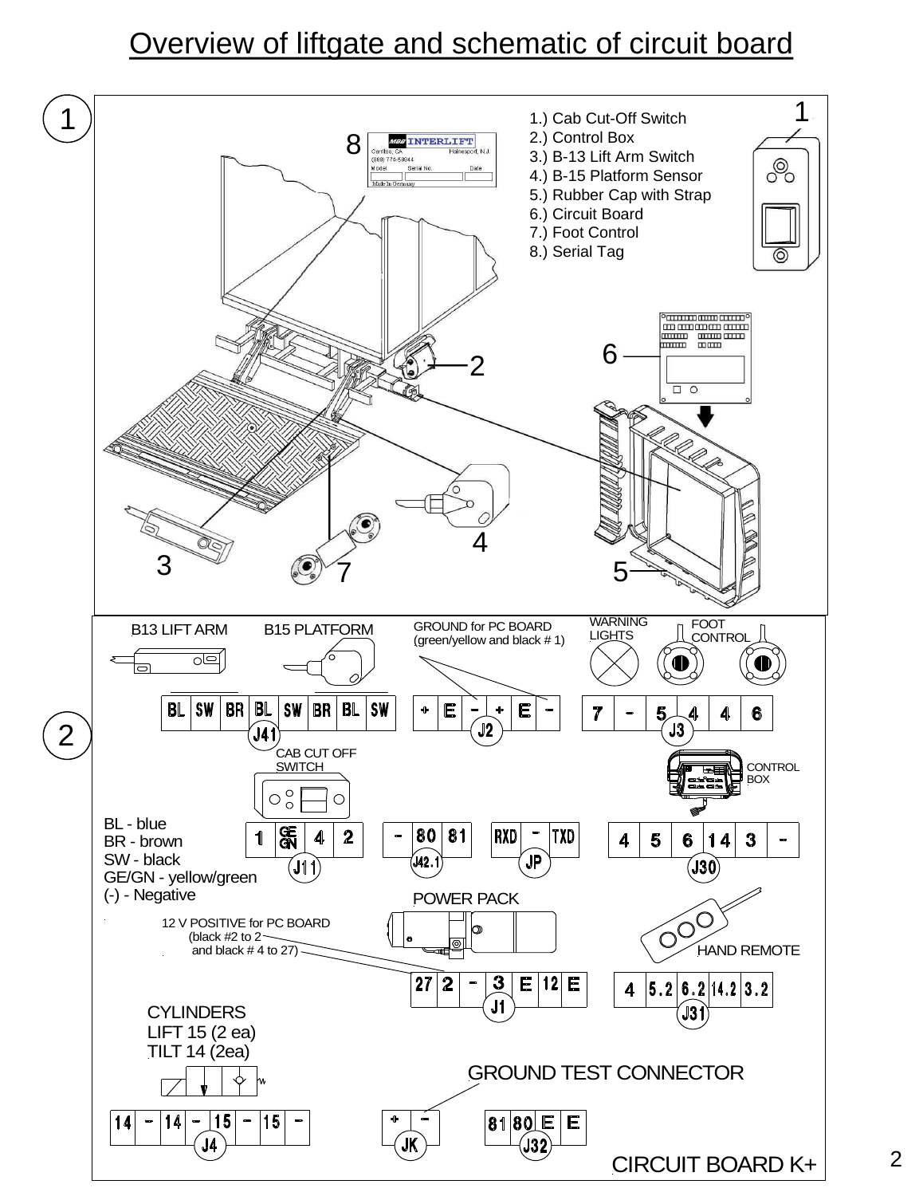# Overview of liftgate and schematic of circuit board

## 1

1.) Cab Cut-Off Switch
2.) Control Box
3.) B-13 Lift Arm Switch
4.) B-15 Platform Sensor
5.) Rubber Cap with Strap
6.) Circuit Board
7.) Foot Control
8.) Serial Tag

## 2

B13 LIFT ARM | B15 PLATFORM

| BL | SW | BR | BL | SW | BR | BL | SW |
|---|---|---|---|---|---|---|---|

J41

GROUND for PC BOARD (green/yellow and black # 1)

| + | E | - | + | E | - |
|---|---|---|---|---|---|

J2

WARNING LIGHTS | FOOT CONTROL

| 7 | - | 5 | 4 | 4 | 6 |
|---|---|---|---|---|---|

J3

CAB CUT OFF SWITCH

| 1 | GE GN | 4 | 2 |
|---|---|---|---|

J11

| - | 80 | 81 |
|---|---|---|

J42.1

| RXD | - | TXD |
|---|---|---|

JP

CONTROL BOX

| 4 | 5 | 6 | 14 | 3 | - |
|---|---|---|---|---|---|

J30

BL - blue
BR - brown
SW - black
GE/GN - yellow/green
(-) - Negative

POWER PACK

12 V POSITIVE for PC BOARD (black #2 to 2 and black # 4 to 27)

| 27 | 2 | - | 3 | E | 12 | E |
|---|---|---|---|---|---|---|

J1

HAND REMOTE

| 4 | 5.2 | 6.2 | 14.2 | 3.2 |
|---|---|---|---|---|

J31

CYLINDERS
LIFT 15 (2 ea)
TILT 14 (2ea)

| 14 | - | 14 | - | 15 | - | 15 | - |
|---|---|---|---|---|---|---|---|

J4

GROUND TEST CONNECTOR

| + | - |
|---|---|

JK

| 81 | 80 | E | E |
|---|---|---|---|

J32

CIRCUIT BOARD K+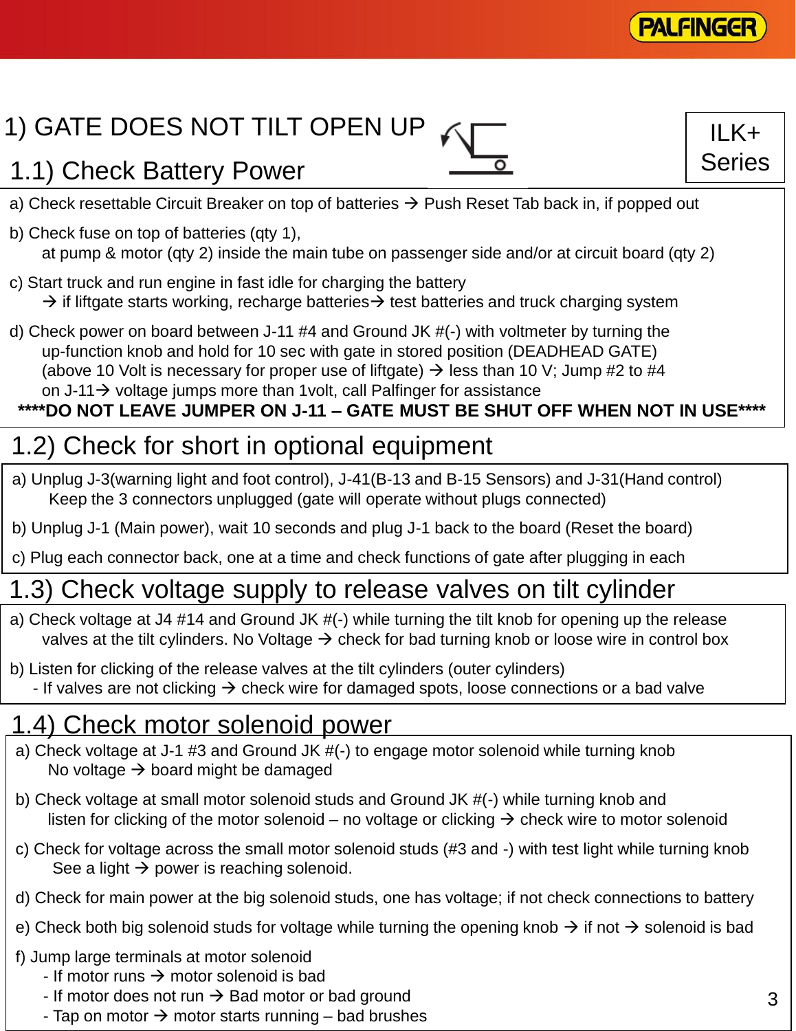# 1) GATE DOES NOT TILT OPEN UP

ILK+ Series

## 1.1) Check Battery Power

a) Check resettable Circuit Breaker on top of batteries → Push Reset Tab back in, if popped out

b) Check fuse on top of batteries (qty 1),
   at pump & motor (qty 2) inside the main tube on passenger side and/or at circuit board (qty 2)

c) Start truck and run engine in fast idle for charging the battery
   → if liftgate starts working, recharge batteries→ test batteries and truck charging system

d) Check power on board between J-11 #4 and Ground JK #(-) with voltmeter by turning the up-function knob and hold for 10 sec with gate in stored position (DEADHEAD GATE) (above 10 Volt is necessary for proper use of liftgate) → less than 10 V; Jump #2 to #4 on J-11→ voltage jumps more than 1volt, call Palfinger for assistance

**\*\*\*\*DO NOT LEAVE JUMPER ON J-11 – GATE MUST BE SHUT OFF WHEN NOT IN USE\*\*\*\***

## 1.2) Check for short in optional equipment

a) Unplug J-3(warning light and foot control), J-41(B-13 and B-15 Sensors) and J-31(Hand control)
   Keep the 3 connectors unplugged (gate will operate without plugs connected)

b) Unplug J-1 (Main power), wait 10 seconds and plug J-1 back to the board (Reset the board)

c) Plug each connector back, one at a time and check functions of gate after plugging in each

## 1.3) Check voltage supply to release valves on tilt cylinder

a) Check voltage at J4 #14 and Ground JK #(-) while turning the tilt knob for opening up the release valves at the tilt cylinders. No Voltage → check for bad turning knob or loose wire in control box

b) Listen for clicking of the release valves at the tilt cylinders (outer cylinders)
   - If valves are not clicking → check wire for damaged spots, loose connections or a bad valve

## 1.4) Check motor solenoid power

a) Check voltage at J-1 #3 and Ground JK #(-) to engage motor solenoid while turning knob
   No voltage → board might be damaged

b) Check voltage at small motor solenoid studs and Ground JK #(-) while turning knob and listen for clicking of the motor solenoid – no voltage or clicking → check wire to motor solenoid

c) Check for voltage across the small motor solenoid studs (#3 and -) with test light while turning knob
   See a light → power is reaching solenoid.

d) Check for main power at the big solenoid studs, one has voltage; if not check connections to battery

e) Check both big solenoid studs for voltage while turning the opening knob → if not → solenoid is bad

f) Jump large terminals at motor solenoid
   - If motor runs → motor solenoid is bad
   - If motor does not run → Bad motor or bad ground
   - Tap on motor → motor starts running – bad brushes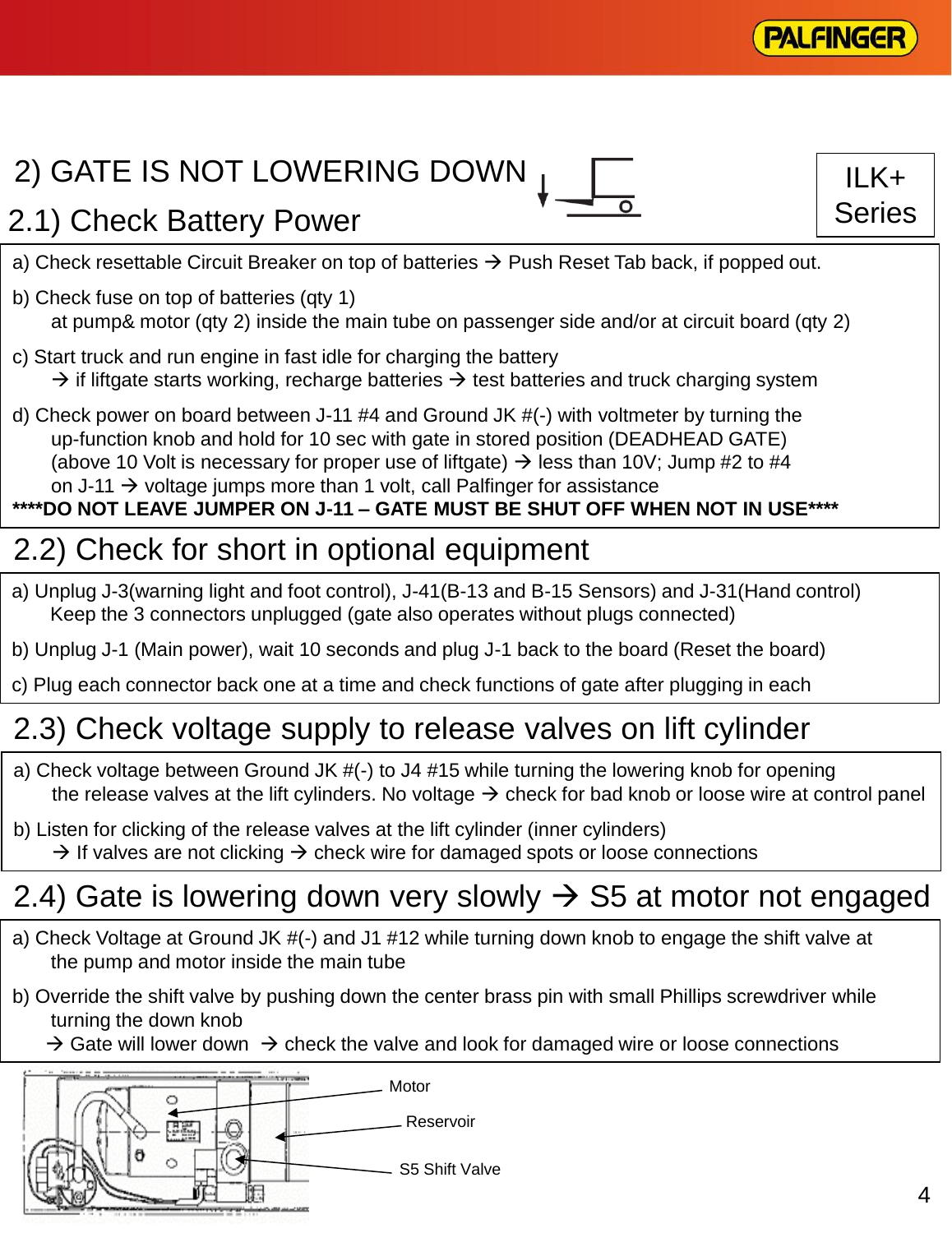ILK+ Series

## 2) GATE IS NOT LOWERING DOWN

### 2.1) Check Battery Power

a) Check resettable Circuit Breaker on top of batteries → Push Reset Tab back, if popped out.

b) Check fuse on top of batteries (qty 1)
at pump& motor (qty 2) inside the main tube on passenger side and/or at circuit board (qty 2)

c) Start truck and run engine in fast idle for charging the battery
→ if liftgate starts working, recharge batteries → test batteries and truck charging system

d) Check power on board between J-11 #4 and Ground JK #(-) with voltmeter by turning the up-function knob and hold for 10 sec with gate in stored position (DEADHEAD GATE) (above 10 Volt is necessary for proper use of liftgate) → less than 10V; Jump #2 to #4 on J-11 → voltage jumps more than 1 volt, call Palfinger for assistance

**\*\*\*\*DO NOT LEAVE JUMPER ON J-11 – GATE MUST BE SHUT OFF WHEN NOT IN USE\*\*\*\***

### 2.2) Check for short in optional equipment

a) Unplug J-3(warning light and foot control), J-41(B-13 and B-15 Sensors) and J-31(Hand control)
Keep the 3 connectors unplugged (gate also operates without plugs connected)

b) Unplug J-1 (Main power), wait 10 seconds and plug J-1 back to the board (Reset the board)

c) Plug each connector back one at a time and check functions of gate after plugging in each

### 2.3) Check voltage supply to release valves on lift cylinder

a) Check voltage between Ground JK #(-) to J4 #15 while turning the lowering knob for opening the release valves at the lift cylinders. No voltage → check for bad knob or loose wire at control panel

b) Listen for clicking of the release valves at the lift cylinder (inner cylinders)
→ If valves are not clicking → check wire for damaged spots or loose connections

### 2.4) Gate is lowering down very slowly → S5 at motor not engaged

a) Check Voltage at Ground JK #(-) and J1 #12 while turning down knob to engage the shift valve at the pump and motor inside the main tube

b) Override the shift valve by pushing down the center brass pin with small Phillips screwdriver while turning the down knob
→ Gate will lower down → check the valve and look for damaged wire or loose connections

Motor

Reservoir

S5 Shift Valve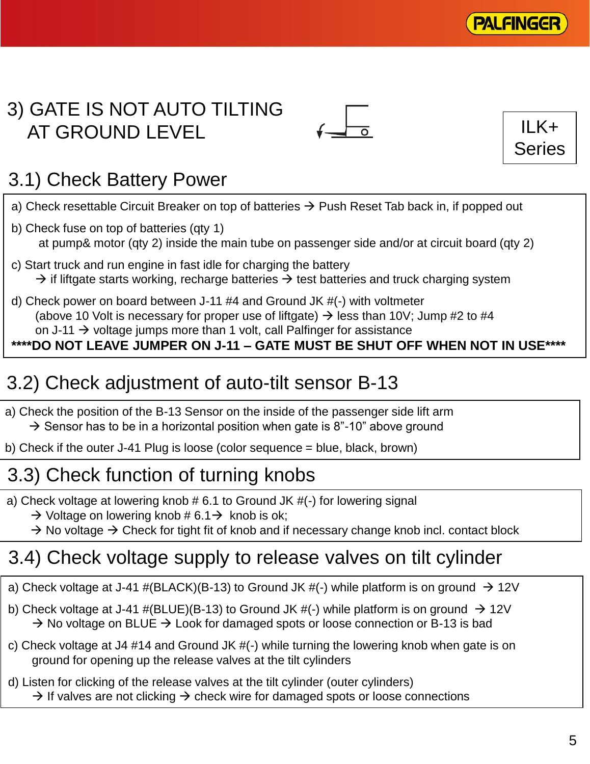# 3) GATE IS NOT AUTO TILTING AT GROUND LEVEL

ILK+ Series

## 3.1) Check Battery Power

a) Check resettable Circuit Breaker on top of batteries → Push Reset Tab back in, if popped out

b) Check fuse on top of batteries (qty 1)
at pump& motor (qty 2) inside the main tube on passenger side and/or at circuit board (qty 2)

c) Start truck and run engine in fast idle for charging the battery
→ if liftgate starts working, recharge batteries → test batteries and truck charging system

d) Check power on board between J-11 #4 and Ground JK #(-) with voltmeter
(above 10 Volt is necessary for proper use of liftgate) → less than 10V; Jump #2 to #4 on J-11 → voltage jumps more than 1 volt, call Palfinger for assistance

**\*\*\*\*DO NOT LEAVE JUMPER ON J-11 – GATE MUST BE SHUT OFF WHEN NOT IN USE\*\*\*\***

## 3.2) Check adjustment of auto-tilt sensor B-13

a) Check the position of the B-13 Sensor on the inside of the passenger side lift arm
→ Sensor has to be in a horizontal position when gate is 8"-10" above ground

b) Check if the outer J-41 Plug is loose (color sequence = blue, black, brown)

## 3.3) Check function of turning knobs

a) Check voltage at lowering knob # 6.1 to Ground JK #(-) for lowering signal
→ Voltage on lowering knob # 6.1→ knob is ok;
→ No voltage → Check for tight fit of knob and if necessary change knob incl. contact block

## 3.4) Check voltage supply to release valves on tilt cylinder

a) Check voltage at J-41 #(BLACK)(B-13) to Ground JK #(-) while platform is on ground → 12V

b) Check voltage at J-41 #(BLUE)(B-13) to Ground JK #(-) while platform is on ground → 12V
→ No voltage on BLUE → Look for damaged spots or loose connection or B-13 is bad

c) Check voltage at J4 #14 and Ground JK #(-) while turning the lowering knob when gate is on ground for opening up the release valves at the tilt cylinders

d) Listen for clicking of the release valves at the tilt cylinder (outer cylinders)
→ If valves are not clicking → check wire for damaged spots or loose connections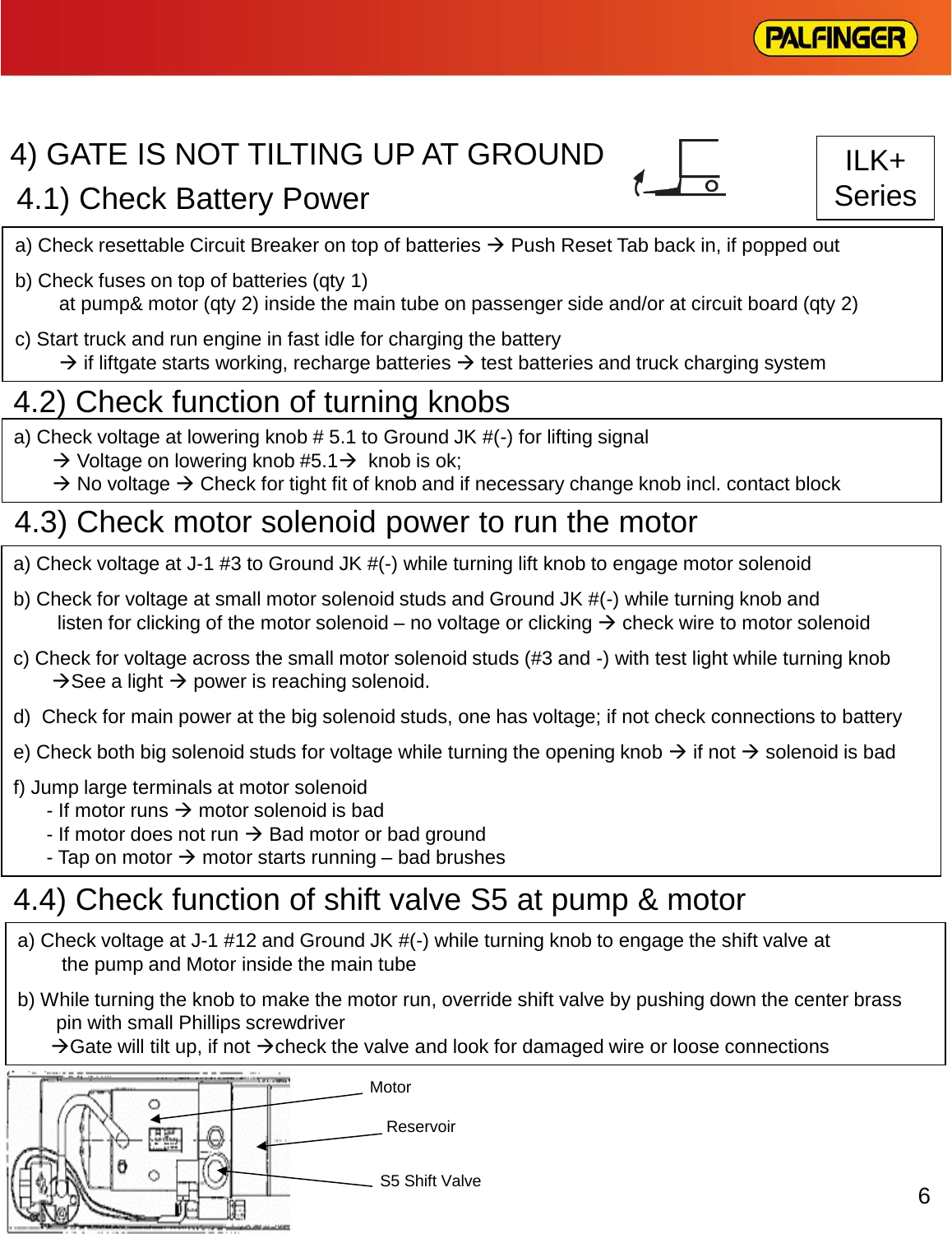# 4) GATE IS NOT TILTING UP AT GROUND

ILK+ Series

## 4.1) Check Battery Power

a) Check resettable Circuit Breaker on top of batteries → Push Reset Tab back in, if popped out

b) Check fuses on top of batteries (qty 1)
at pump& motor (qty 2) inside the main tube on passenger side and/or at circuit board (qty 2)

c) Start truck and run engine in fast idle for charging the battery
→ if liftgate starts working, recharge batteries → test batteries and truck charging system

## 4.2) Check function of turning knobs

a) Check voltage at lowering knob # 5.1 to Ground JK #(-) for lifting signal
→ Voltage on lowering knob #5.1→ knob is ok;
→ No voltage → Check for tight fit of knob and if necessary change knob incl. contact block

## 4.3) Check motor solenoid power to run the motor

a) Check voltage at J-1 #3 to Ground JK #(-) while turning lift knob to engage motor solenoid

b) Check for voltage at small motor solenoid studs and Ground JK #(-) while turning knob and
listen for clicking of the motor solenoid – no voltage or clicking → check wire to motor solenoid

c) Check for voltage across the small motor solenoid studs (#3 and -) with test light while turning knob
→See a light → power is reaching solenoid.

d) Check for main power at the big solenoid studs, one has voltage; if not check connections to battery

e) Check both big solenoid studs for voltage while turning the opening knob → if not → solenoid is bad

f) Jump large terminals at motor solenoid
- If motor runs → motor solenoid is bad
- If motor does not run → Bad motor or bad ground
- Tap on motor → motor starts running – bad brushes

## 4.4) Check function of shift valve S5 at pump & motor

a) Check voltage at J-1 #12 and Ground JK #(-) while turning knob to engage the shift valve at
the pump and Motor inside the main tube

b) While turning the knob to make the motor run, override shift valve by pushing down the center brass
pin with small Phillips screwdriver
→Gate will tilt up, if not →check the valve and look for damaged wire or loose connections

Motor

Reservoir

S5 Shift Valve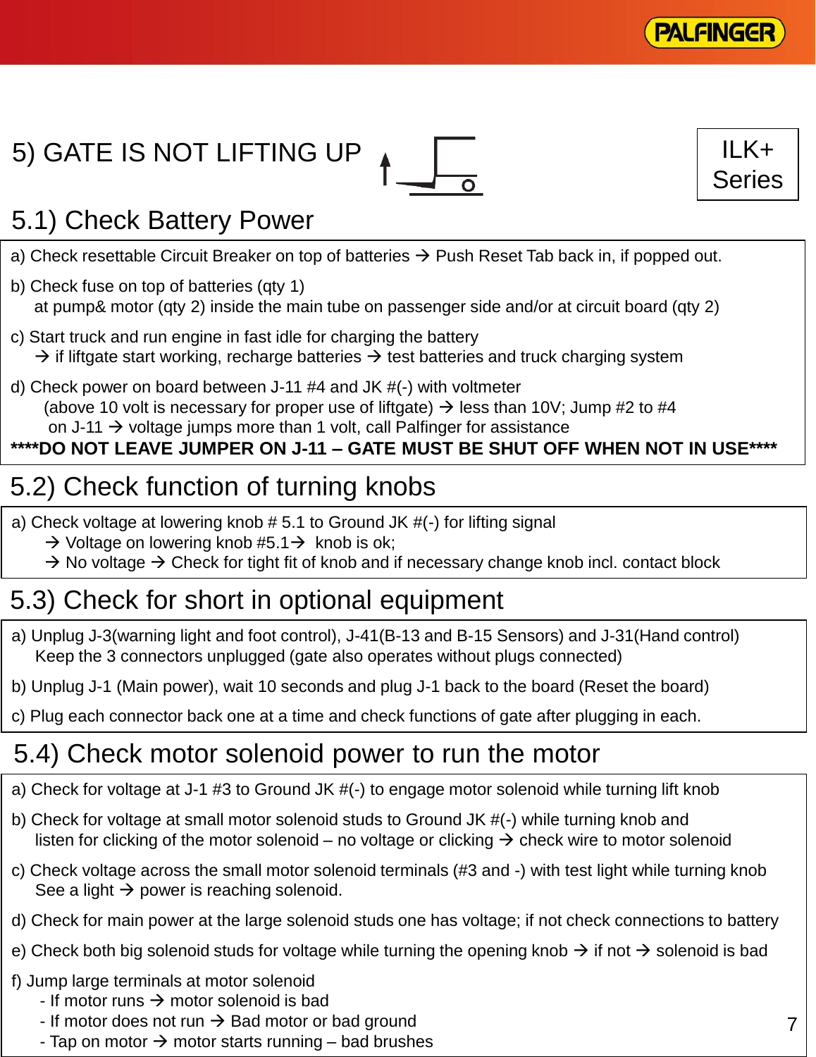# 5) GATE IS NOT LIFTING UP

ILK+ Series

## 5.1) Check Battery Power

a) Check resettable Circuit Breaker on top of batteries → Push Reset Tab back in, if popped out.

b) Check fuse on top of batteries (qty 1)
   at pump& motor (qty 2) inside the main tube on passenger side and/or at circuit board (qty 2)

c) Start truck and run engine in fast idle for charging the battery
   → if liftgate start working, recharge batteries → test batteries and truck charging system

d) Check power on board between J-11 #4 and JK #(-) with voltmeter
   (above 10 volt is necessary for proper use of liftgate) → less than 10V; Jump #2 to #4 on J-11 → voltage jumps more than 1 volt, call Palfinger for assistance

**\*\*\*\*DO NOT LEAVE JUMPER ON J-11 – GATE MUST BE SHUT OFF WHEN NOT IN USE\*\*\*\***

## 5.2) Check function of turning knobs

a) Check voltage at lowering knob # 5.1 to Ground JK #(-) for lifting signal
   → Voltage on lowering knob #5.1→ knob is ok;
   → No voltage → Check for tight fit of knob and if necessary change knob incl. contact block

## 5.3) Check for short in optional equipment

a) Unplug J-3(warning light and foot control), J-41(B-13 and B-15 Sensors) and J-31(Hand control)
   Keep the 3 connectors unplugged (gate also operates without plugs connected)

b) Unplug J-1 (Main power), wait 10 seconds and plug J-1 back to the board (Reset the board)

c) Plug each connector back one at a time and check functions of gate after plugging in each.

## 5.4) Check motor solenoid power to run the motor

a) Check for voltage at J-1 #3 to Ground JK #(-) to engage motor solenoid while turning lift knob

b) Check for voltage at small motor solenoid studs to Ground JK #(-) while turning knob and listen for clicking of the motor solenoid – no voltage or clicking → check wire to motor solenoid

c) Check voltage across the small motor solenoid terminals (#3 and -) with test light while turning knob
   See a light → power is reaching solenoid.

d) Check for main power at the large solenoid studs one has voltage; if not check connections to battery

e) Check both big solenoid studs for voltage while turning the opening knob → if not → solenoid is bad

f) Jump large terminals at motor solenoid
   - If motor runs → motor solenoid is bad
   - If motor does not run → Bad motor or bad ground
   - Tap on motor → motor starts running – bad brushes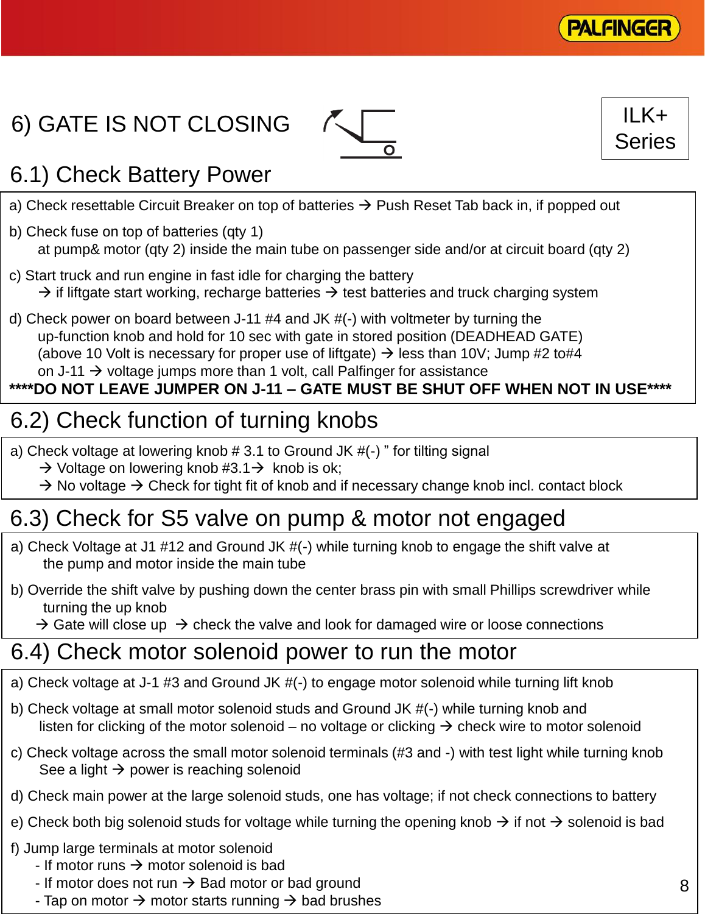ILK+ Series

# 6) GATE IS NOT CLOSING

## 6.1) Check Battery Power

a) Check resettable Circuit Breaker on top of batteries → Push Reset Tab back in, if popped out

b) Check fuse on top of batteries (qty 1)
at pump& motor (qty 2) inside the main tube on passenger side and/or at circuit board (qty 2)

c) Start truck and run engine in fast idle for charging the battery
→ if liftgate start working, recharge batteries → test batteries and truck charging system

d) Check power on board between J-11 #4 and JK #(-) with voltmeter by turning the
up-function knob and hold for 10 sec with gate in stored position (DEADHEAD GATE)
(above 10 Volt is necessary for proper use of liftgate) → less than 10V; Jump #2 to#4
on J-11 → voltage jumps more than 1 volt, call Palfinger for assistance

**\*\*\*\*DO NOT LEAVE JUMPER ON J-11 – GATE MUST BE SHUT OFF WHEN NOT IN USE\*\*\*\***

## 6.2) Check function of turning knobs

a) Check voltage at lowering knob # 3.1 to Ground JK #(-) " for tilting signal
→ Voltage on lowering knob #3.1→ knob is ok;
→ No voltage → Check for tight fit of knob and if necessary change knob incl. contact block

## 6.3) Check for S5 valve on pump & motor not engaged

a) Check Voltage at J1 #12 and Ground JK #(-) while turning knob to engage the shift valve at
the pump and motor inside the main tube

b) Override the shift valve by pushing down the center brass pin with small Phillips screwdriver while
turning the up knob
→ Gate will close up → check the valve and look for damaged wire or loose connections

## 6.4) Check motor solenoid power to run the motor

a) Check voltage at J-1 #3 and Ground JK #(-) to engage motor solenoid while turning lift knob

b) Check voltage at small motor solenoid studs and Ground JK #(-) while turning knob and
listen for clicking of the motor solenoid – no voltage or clicking → check wire to motor solenoid

c) Check voltage across the small motor solenoid terminals (#3 and -) with test light while turning knob
See a light → power is reaching solenoid

d) Check main power at the large solenoid studs, one has voltage; if not check connections to battery

e) Check both big solenoid studs for voltage while turning the opening knob → if not → solenoid is bad

f) Jump large terminals at motor solenoid
- If motor runs → motor solenoid is bad
- If motor does not run → Bad motor or bad ground
- Tap on motor → motor starts running → bad brushes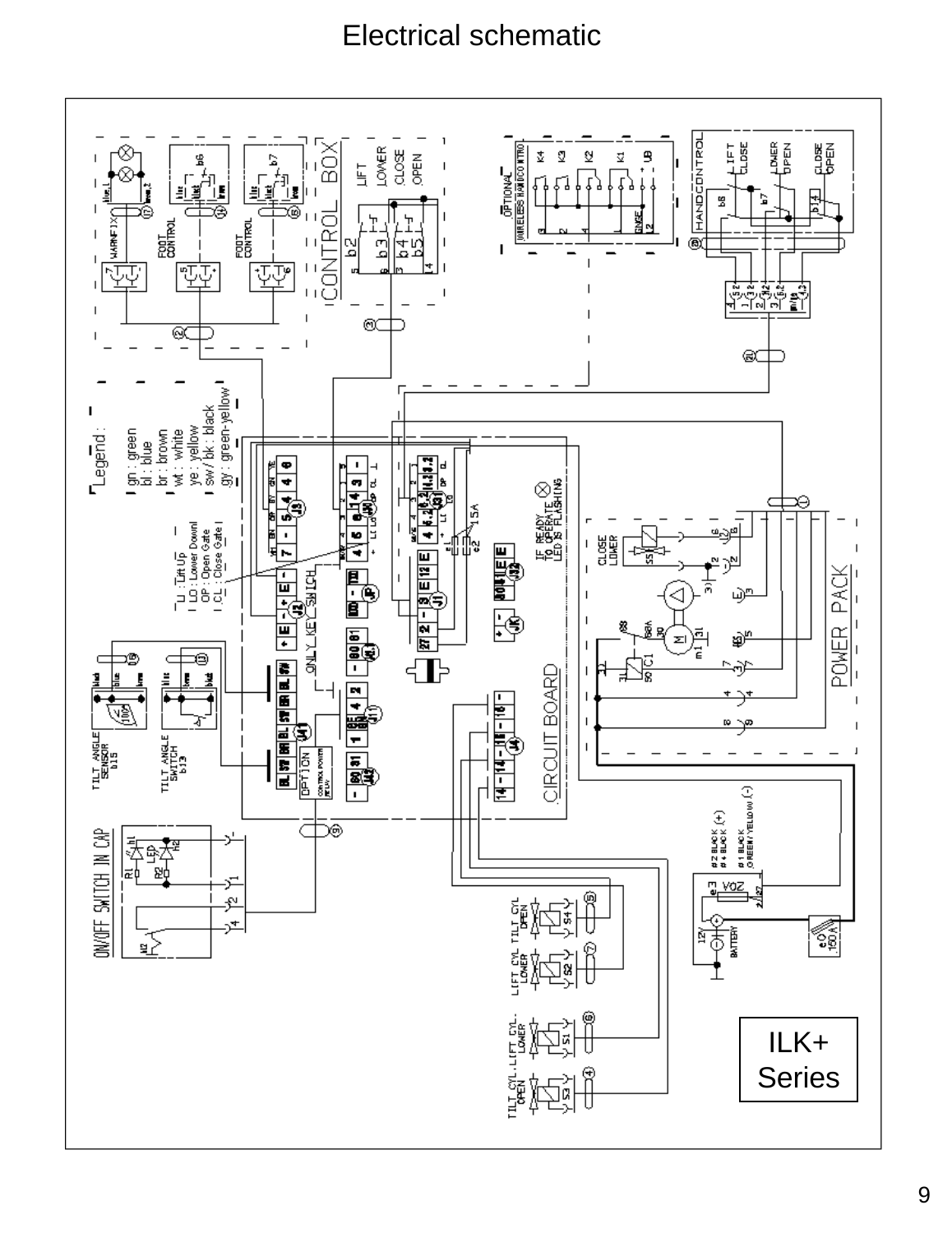# Electrical schematic

Legend :

- gn : green
- bl : blue
- br : brown
- wt : white
- ye : yellow
- sw / bk : black
- gy : green-yellow

- LI : Lift Up
- LO : Lower Down
- OP : Open Gate
- CL : Close Gate

IF READY TO OPERATE LED IS FLASHING

ILK+ Series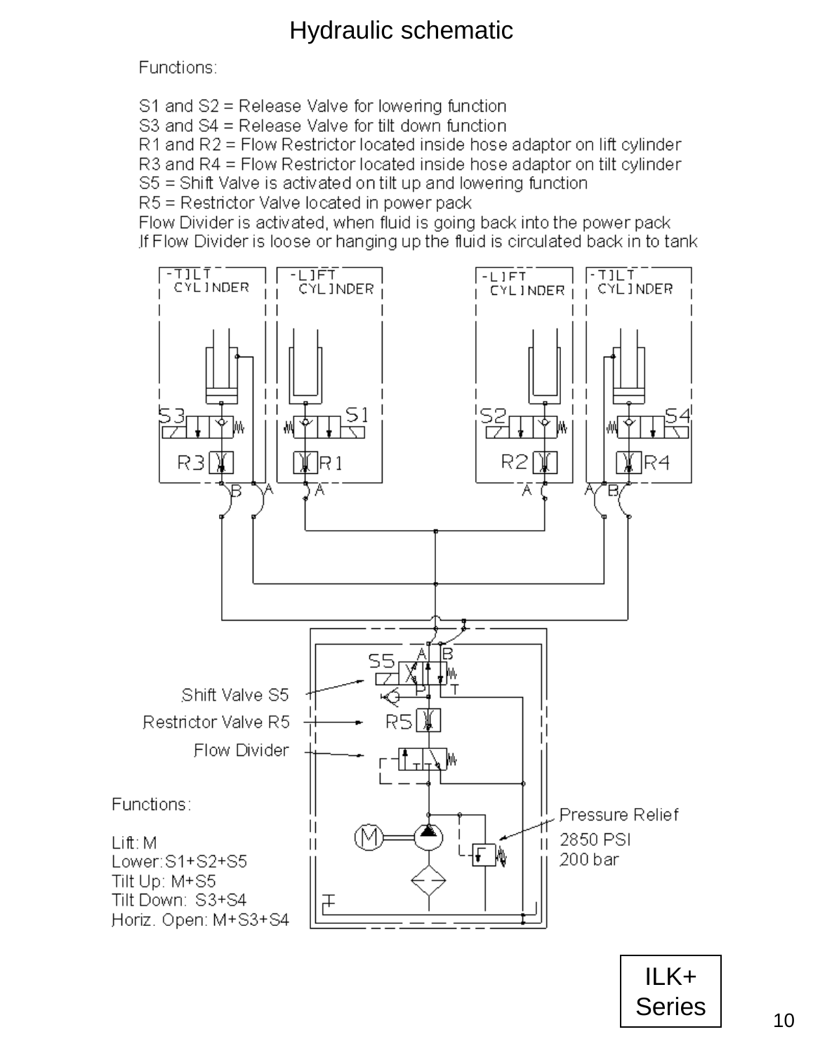# Hydraulic schematic

Functions:

S1 and S2 = Release Valve for lowering function
S3 and S4 = Release Valve for tilt down function
R1 and R2 = Flow Restrictor located inside hose adaptor on lift cylinder
R3 and R4 = Flow Restrictor located inside hose adaptor on tilt cylinder
S5 = Shift Valve is activated on tilt up and lowering function
R5 = Restrictor Valve located in power pack
Flow Divider is activated, when fluid is going back into the power pack
If Flow Divider is loose or hanging up the fluid is circulated back in to tank

-TILT CYLINDER
-LIFT CYLINDER
-LIFT CYLINDER
-TILT CYLINDER

S3
S1
S2
S4
R3
R1
R2
R4
B
A
A
A
A
B

S5
A
B
P
T
R5

Shift Valve S5
Restrictor Valve R5
Flow Divider

Pressure Relief
2850 PSI
200 bar

Functions:

Lift: M
Lower: S1+S2+S5
Tilt Up: M+S5
Tilt Down: S3+S4
Horiz. Open: M+S3+S4

ILK+ Series